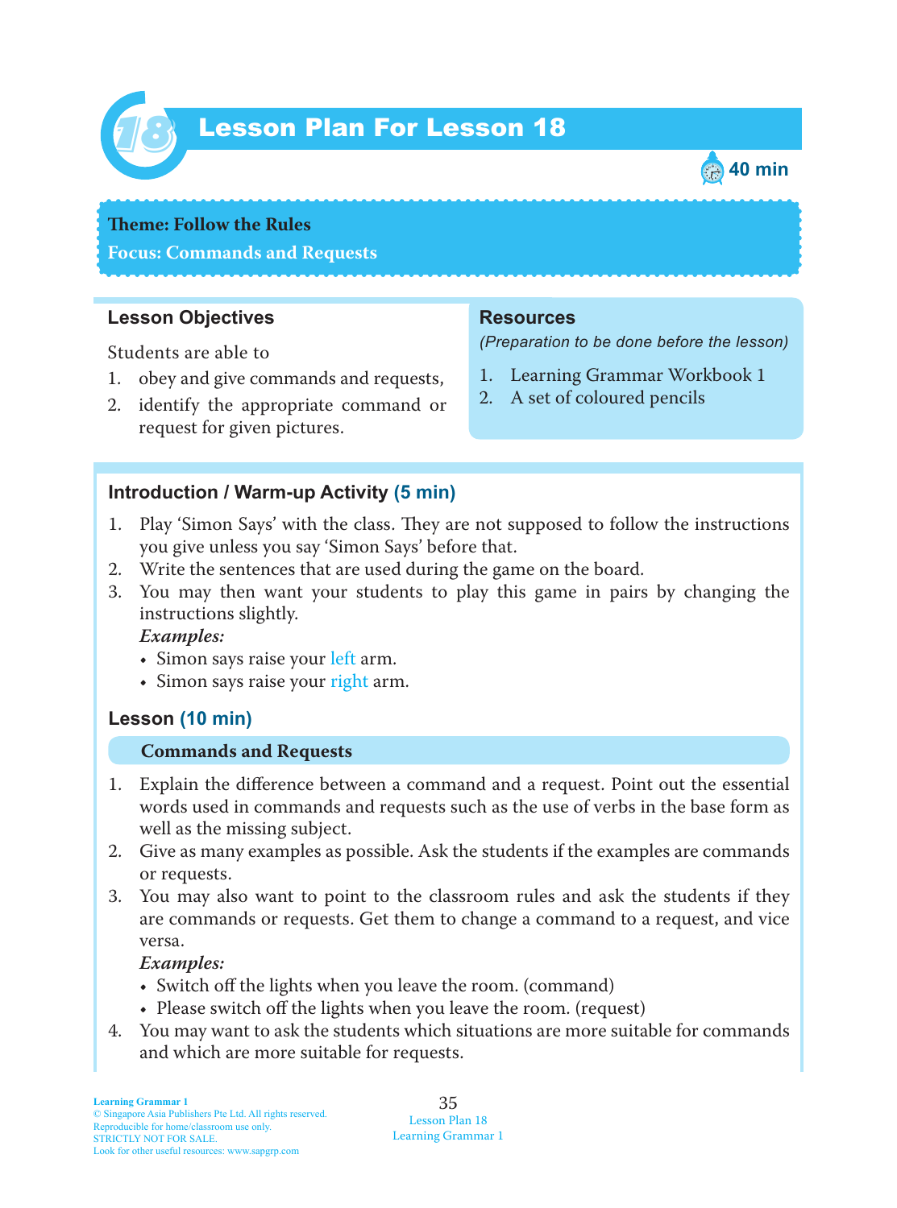# Lesson Plan For Lesson 18

40 min

**Theme: Follow the Rules**
**Focus: Commands and Requests**

## Lesson Objectives

Students are able to

1. obey and give commands and requests,
2. identify the appropriate command or request for given pictures.

## Resources

*(Preparation to be done before the lesson)*

1. Learning Grammar Workbook 1
2. A set of coloured pencils

## Introduction / Warm-up Activity (5 min)

1. Play 'Simon Says' with the class. They are not supposed to follow the instructions you give unless you say 'Simon Says' before that.
2. Write the sentences that are used during the game on the board.
3. You may then want your students to play this game in pairs by changing the instructions slightly.

   ***Examples:***
   - Simon says raise your left arm.
   - Simon says raise your right arm.

## Lesson (10 min)

### Commands and Requests

1. Explain the difference between a command and a request. Point out the essential words used in commands and requests such as the use of verbs in the base form as well as the missing subject.
2. Give as many examples as possible. Ask the students if the examples are commands or requests.
3. You may also want to point to the classroom rules and ask the students if they are commands or requests. Get them to change a command to a request, and vice versa.

   ***Examples:***
   - Switch off the lights when you leave the room. (command)
   - Please switch off the lights when you leave the room. (request)
4. You may want to ask the students which situations are more suitable for commands and which are more suitable for requests.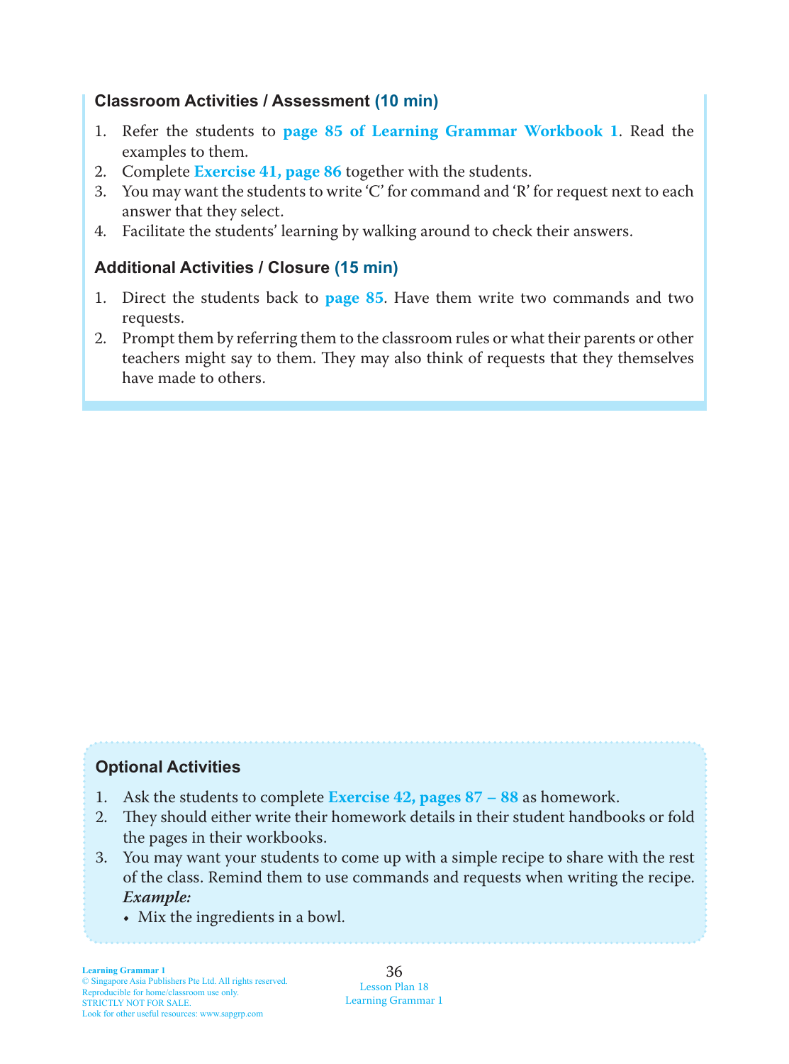### Classroom Activities / Assessment (10 min)

1. Refer the students to **page 85 of Learning Grammar Workbook 1**. Read the examples to them.
2. Complete **Exercise 41, page 86** together with the students.
3. You may want the students to write 'C' for command and 'R' for request next to each answer that they select.
4. Facilitate the students' learning by walking around to check their answers.

### Additional Activities / Closure (15 min)

1. Direct the students back to **page 85**. Have them write two commands and two requests.
2. Prompt them by referring them to the classroom rules or what their parents or other teachers might say to them. They may also think of requests that they themselves have made to others.

### Optional Activities

1. Ask the students to complete **Exercise 42, pages 87 – 88** as homework.
2. They should either write their homework details in their student handbooks or fold the pages in their workbooks.
3. You may want your students to come up with a simple recipe to share with the rest of the class. Remind them to use commands and requests when writing the recipe.
   ***Example:***
   - Mix the ingredients in a bowl.